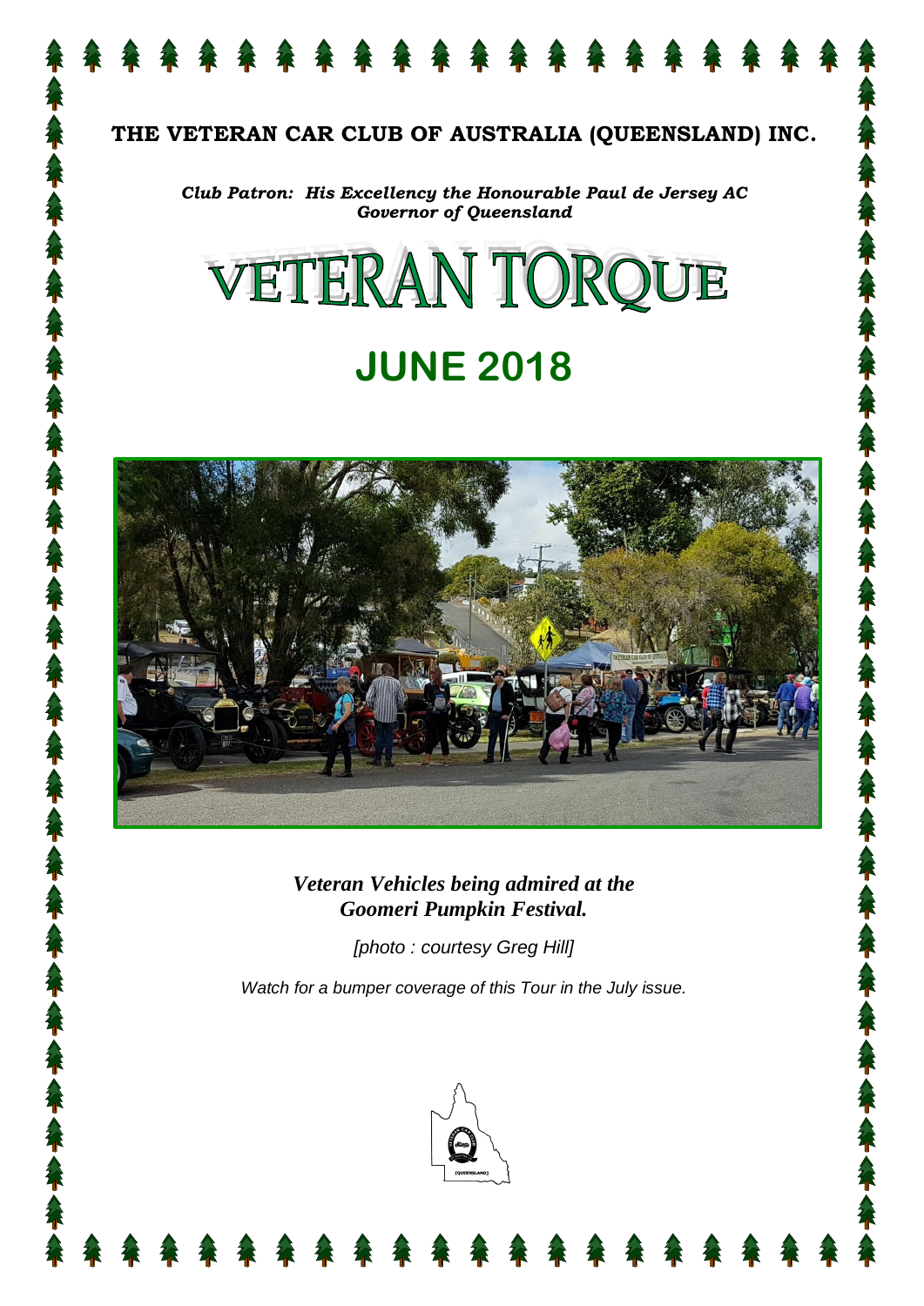# THE VETERAN CAR CLUB OF AUSTRALIA (QUEENSLAND) INC.

***Club Patron: His Excellency the Honourable Paul de Jersey AC***
***Governor of Queensland***

# VETERAN TORQUE

## JUNE 2018

***Veteran Vehicles being admired at the Goomeri Pumpkin Festival.***

*[photo : courtesy Greg Hill]*

*Watch for a bumper coverage of this Tour in the July issue.*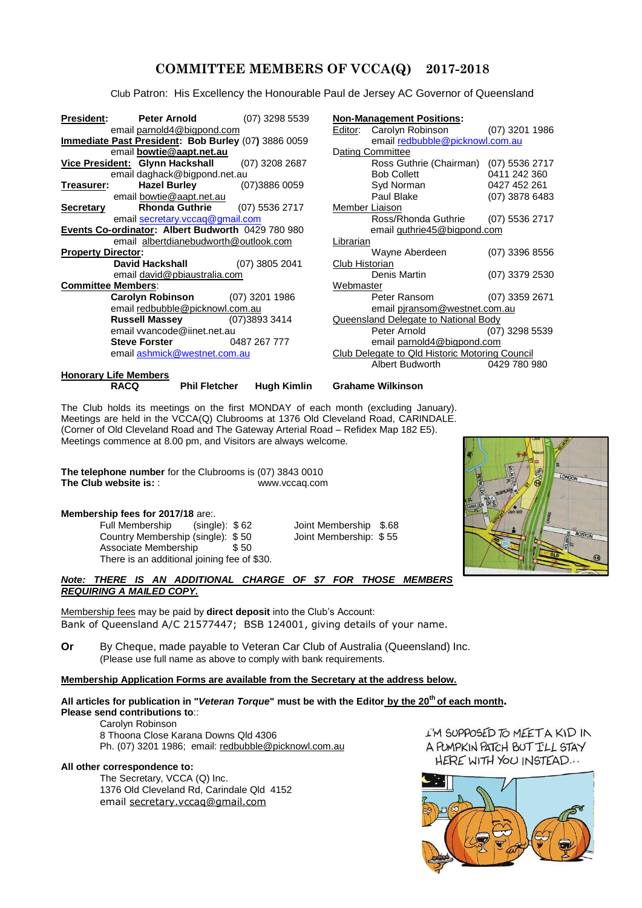# COMMITTEE MEMBERS OF VCCA(Q) 2017-2018

Club Patron: His Excellency the Honourable Paul de Jersey AC Governor of Queensland

**President:** **Peter Arnold** (07) 3298 5539
email parnold4@bigpond.com

**Immediate Past President:** **Bob Burley** (07) 3886 0059
email **bowtie@aapt.net.au**

**Vice President:** **Glynn Hackshall** (07) 3208 2687
email daghack@bigpond.net.au

**Treasurer:** **Hazel Burley** (07)3886 0059
email bowtie@aapt.net.au

**Secretary** **Rhonda Guthrie** (07) 5536 2717
email secretary.vccaq@gmail.com

**Events Co-ordinator:** **Albert Budworth** 0429 780 980
email albertdianebudworth@outlook.com

**Property Director:**
**David Hackshall** (07) 3805 2041
email david@pbiaustralia.com

**Committee Members:**
**Carolyn Robinson** (07) 3201 1986
email redbubble@picknowl.com.au
**Russell Massey** (07)3893 3414
email vvancode@iinet.net.au
**Steve Forster** 0487 267 777
email ashmick@westnet.com.au

**Non-Management Positions:**

Editor: Carolyn Robinson (07) 3201 1986
email redbubble@picknowl.com.au

Dating Committee
Ross Guthrie (Chairman) (07) 5536 2717
Bob Collett 0411 242 360
Syd Norman 0427 452 261
Paul Blake (07) 3878 6483

Member Liaison
Ross/Rhonda Guthrie (07) 5536 2717
email guthrie45@bigpond.com

Librarian
Wayne Aberdeen (07) 3396 8556

Club Historian
Denis Martin (07) 3379 2530

Webmaster
Peter Ransom (07) 3359 2671
email pjransom@westnet.com.au

Queensland Delegate to National Body
Peter Arnold (07) 3298 5539
email parnold4@bigpond.com

Club Delegate to Qld Historic Motoring Council
Albert Budworth 0429 780 980

**Honorary Life Members**
**RACQ** **Phil Fletcher** **Hugh Kimlin** **Grahame Wilkinson**

The Club holds its meetings on the first MONDAY of each month (excluding January). Meetings are held in the VCCA(Q) Clubrooms at 1376 Old Cleveland Road, CARINDALE. (Corner of Old Cleveland Road and The Gateway Arterial Road – Refidex Map 182 E5). Meetings commence at 8.00 pm, and Visitors are always welcome.

**The telephone number** for the Clubrooms is (07) 3843 0010
**The Club website is:** : www.vccaq.com

**Membership fees for 2017/18** are:.

Full Membership (single): $ 62 Joint Membership $.68
Country Membership (single): $ 50 Joint Membership: $ 55
Associate Membership $ 50
There is an additional joining fee of $30.

***Note: THERE IS AN ADDITIONAL CHARGE OF $7 FOR THOSE MEMBERS REQUIRING A MAILED COPY.***

Membership fees may be paid by **direct deposit** into the Club's Account:
Bank of Queensland A/C 21577447; BSB 124001, giving details of your name.

**Or** By Cheque, made payable to Veteran Car Club of Australia (Queensland) Inc.
(Please use full name as above to comply with bank requirements.

**Membership Application Forms are available from the Secretary at the address below.**

**All articles for publication in "*Veteran Torque*" must be with the Editor by the 20th of each month.**
**Please send contributions to**::

Carolyn Robinson
8 Thoona Close Karana Downs Qld 4306
Ph. (07) 3201 1986; email: redbubble@picknowl.com.au

**All other correspondence to:**

The Secretary, VCCA (Q) Inc.
1376 Old Cleveland Rd, Carindale Qld 4152
email secretary.vccaq@gmail.com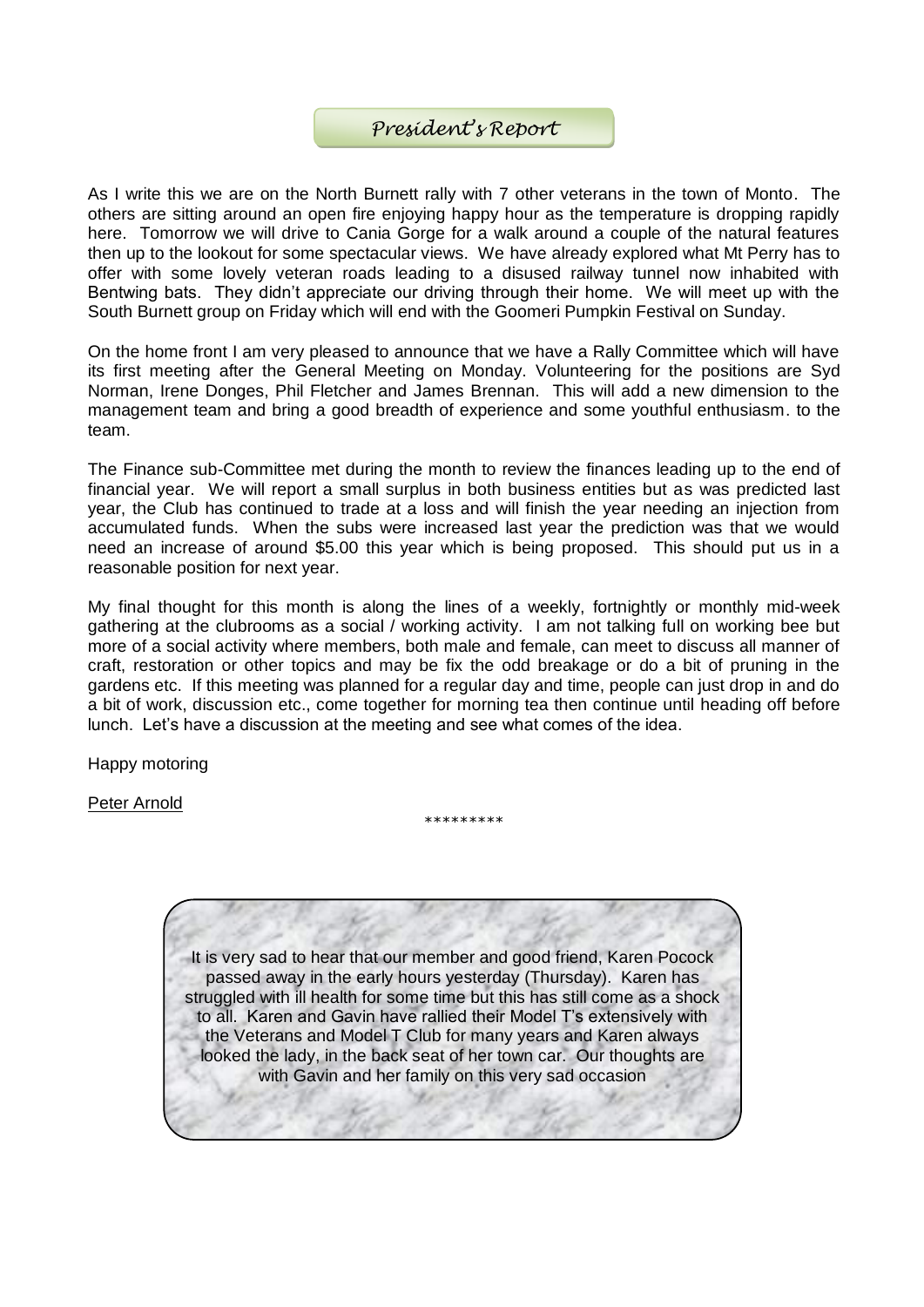## *President's Report*

As I write this we are on the North Burnett rally with 7 other veterans in the town of Monto. The others are sitting around an open fire enjoying happy hour as the temperature is dropping rapidly here. Tomorrow we will drive to Cania Gorge for a walk around a couple of the natural features then up to the lookout for some spectacular views. We have already explored what Mt Perry has to offer with some lovely veteran roads leading to a disused railway tunnel now inhabited with Bentwing bats. They didn't appreciate our driving through their home. We will meet up with the South Burnett group on Friday which will end with the Goomeri Pumpkin Festival on Sunday.

On the home front I am very pleased to announce that we have a Rally Committee which will have its first meeting after the General Meeting on Monday. Volunteering for the positions are Syd Norman, Irene Donges, Phil Fletcher and James Brennan. This will add a new dimension to the management team and bring a good breadth of experience and some youthful enthusiasm. to the team.

The Finance sub-Committee met during the month to review the finances leading up to the end of financial year. We will report a small surplus in both business entities but as was predicted last year, the Club has continued to trade at a loss and will finish the year needing an injection from accumulated funds. When the subs were increased last year the prediction was that we would need an increase of around $5.00 this year which is being proposed. This should put us in a reasonable position for next year.

My final thought for this month is along the lines of a weekly, fortnightly or monthly mid-week gathering at the clubrooms as a social / working activity. I am not talking full on working bee but more of a social activity where members, both male and female, can meet to discuss all manner of craft, restoration or other topics and may be fix the odd breakage or do a bit of pruning in the gardens etc. If this meeting was planned for a regular day and time, people can just drop in and do a bit of work, discussion etc., come together for morning tea then continue until heading off before lunch. Let's have a discussion at the meeting and see what comes of the idea.

Happy motoring

Peter Arnold

*********

It is very sad to hear that our member and good friend, Karen Pocock passed away in the early hours yesterday (Thursday). Karen has struggled with ill health for some time but this has still come as a shock to all. Karen and Gavin have rallied their Model T's extensively with the Veterans and Model T Club for many years and Karen always looked the lady, in the back seat of her town car. Our thoughts are with Gavin and her family on this very sad occasion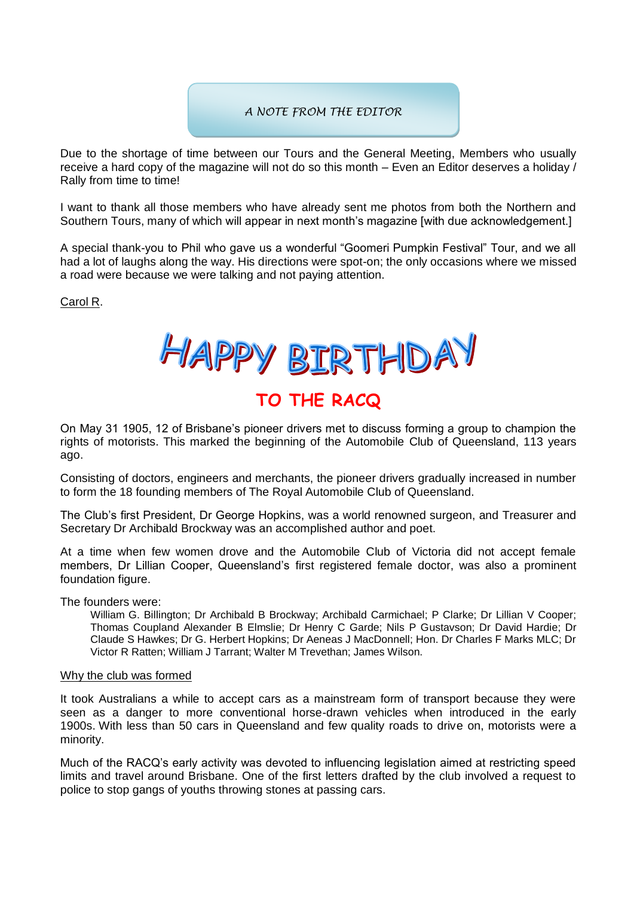## A NOTE FROM THE EDITOR

Due to the shortage of time between our Tours and the General Meeting, Members who usually receive a hard copy of the magazine will not do so this month – Even an Editor deserves a holiday / Rally from time to time!

I want to thank all those members who have already sent me photos from both the Northern and Southern Tours, many of which will appear in next month's magazine [with due acknowledgement.]

A special thank-you to Phil who gave us a wonderful "Goomeri Pumpkin Festival" Tour, and we all had a lot of laughs along the way. His directions were spot-on; the only occasions where we missed a road were because we were talking and not paying attention.

Carol R.

# HAPPY BIRTHDAY

## TO THE RACQ

On May 31 1905, 12 of Brisbane's pioneer drivers met to discuss forming a group to champion the rights of motorists. This marked the beginning of the Automobile Club of Queensland, 113 years ago.

Consisting of doctors, engineers and merchants, the pioneer drivers gradually increased in number to form the 18 founding members of The Royal Automobile Club of Queensland.

The Club's first President, Dr George Hopkins, was a world renowned surgeon, and Treasurer and Secretary Dr Archibald Brockway was an accomplished author and poet.

At a time when few women drove and the Automobile Club of Victoria did not accept female members, Dr Lillian Cooper, Queensland's first registered female doctor, was also a prominent foundation figure.

The founders were:

> William G. Billington; Dr Archibald B Brockway; Archibald Carmichael; P Clarke; Dr Lillian V Cooper; Thomas Coupland Alexander B Elmslie; Dr Henry C Garde; Nils P Gustavson; Dr David Hardie; Dr Claude S Hawkes; Dr G. Herbert Hopkins; Dr Aeneas J MacDonnell; Hon. Dr Charles F Marks MLC; Dr Victor R Ratten; William J Tarrant; Walter M Trevethan; James Wilson.

Why the club was formed

It took Australians a while to accept cars as a mainstream form of transport because they were seen as a danger to more conventional horse-drawn vehicles when introduced in the early 1900s. With less than 50 cars in Queensland and few quality roads to drive on, motorists were a minority.

Much of the RACQ's early activity was devoted to influencing legislation aimed at restricting speed limits and travel around Brisbane. One of the first letters drafted by the club involved a request to police to stop gangs of youths throwing stones at passing cars.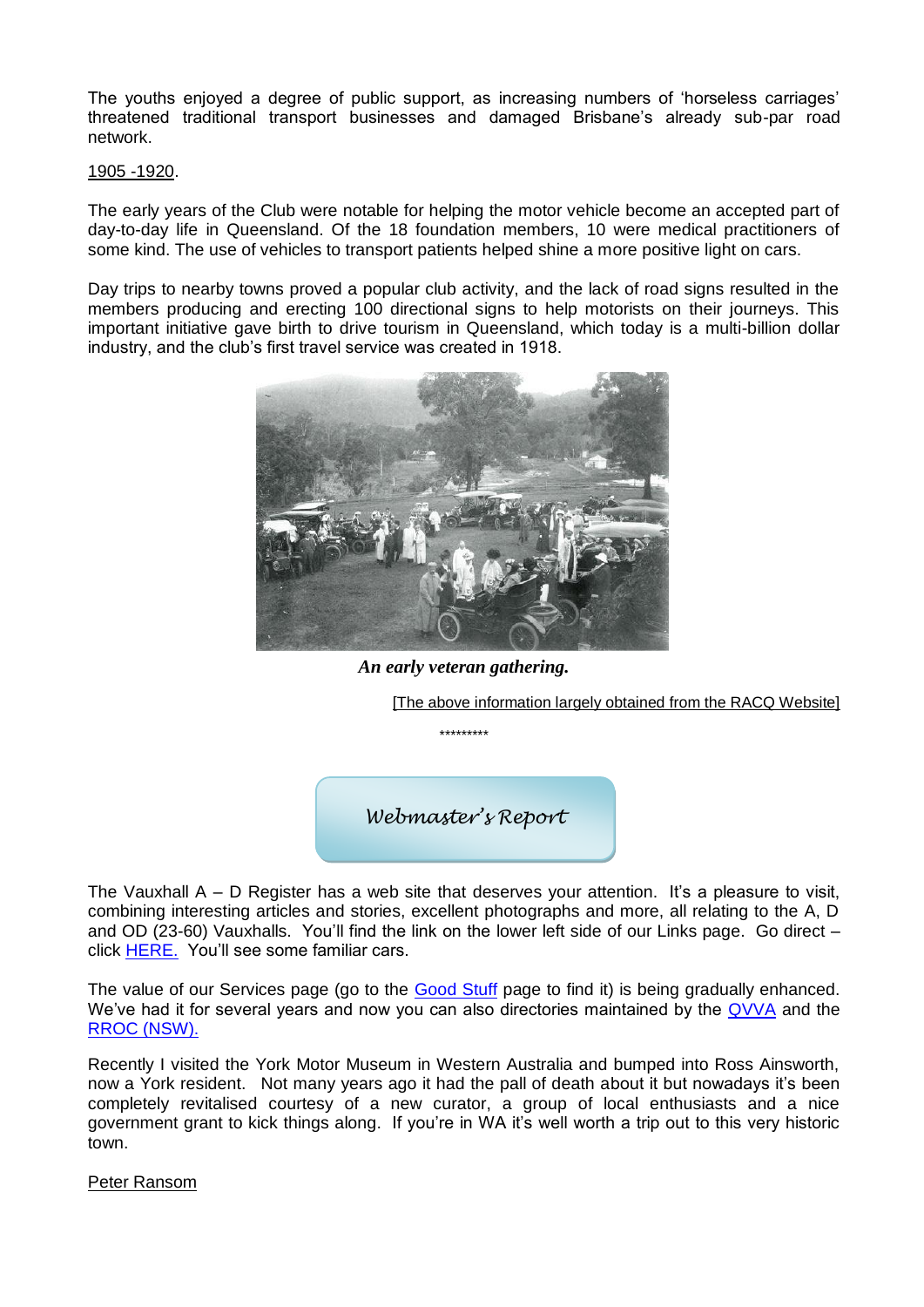The youths enjoyed a degree of public support, as increasing numbers of 'horseless carriages' threatened traditional transport businesses and damaged Brisbane's already sub-par road network.

1905 -1920.

The early years of the Club were notable for helping the motor vehicle become an accepted part of day-to-day life in Queensland. Of the 18 foundation members, 10 were medical practitioners of some kind. The use of vehicles to transport patients helped shine a more positive light on cars.

Day trips to nearby towns proved a popular club activity, and the lack of road signs resulted in the members producing and erecting 100 directional signs to help motorists on their journeys. This important initiative gave birth to drive tourism in Queensland, which today is a multi-billion dollar industry, and the club's first travel service was created in 1918.

***An early veteran gathering.***

[The above information largely obtained from the RACQ Website]

*********

## *Webmaster's Report*

The Vauxhall A – D Register has a web site that deserves your attention. It's a pleasure to visit, combining interesting articles and stories, excellent photographs and more, all relating to the A, D and OD (23-60) Vauxhalls. You'll find the link on the lower left side of our Links page. Go direct – click HERE. You'll see some familiar cars.

The value of our Services page (go to the Good Stuff page to find it) is being gradually enhanced. We've had it for several years and now you can also directories maintained by the QVVA and the RROC (NSW).

Recently I visited the York Motor Museum in Western Australia and bumped into Ross Ainsworth, now a York resident. Not many years ago it had the pall of death about it but nowadays it's been completely revitalised courtesy of a new curator, a group of local enthusiasts and a nice government grant to kick things along. If you're in WA it's well worth a trip out to this very historic town.

Peter Ransom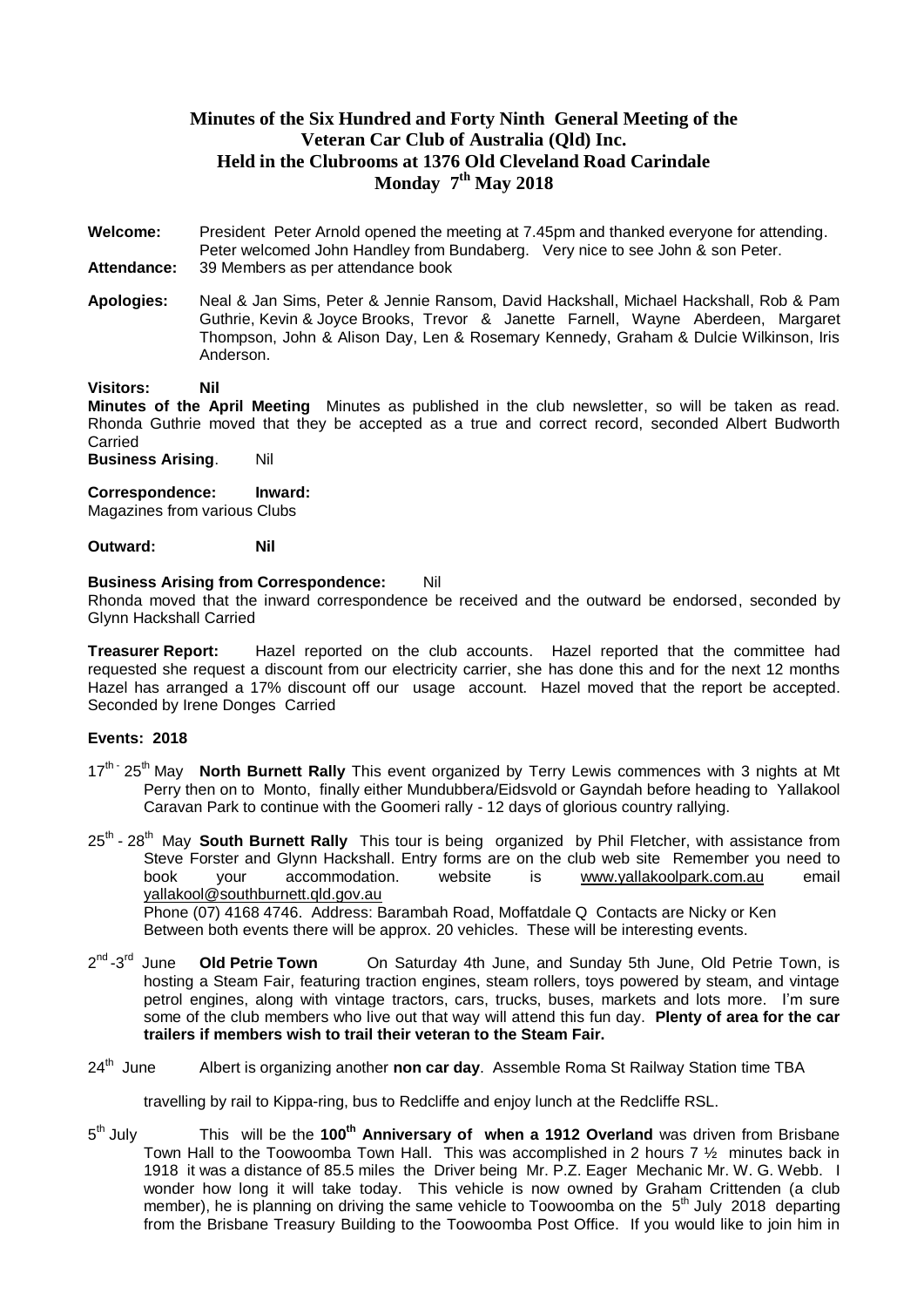# Minutes of the Six Hundred and Forty Ninth General Meeting of the Veteran Car Club of Australia (Qld) Inc. Held in the Clubrooms at 1376 Old Cleveland Road Carindale Monday 7th May 2018

**Welcome:** President Peter Arnold opened the meeting at 7.45pm and thanked everyone for attending. Peter welcomed John Handley from Bundaberg. Very nice to see John & son Peter.

**Attendance:** 39 Members as per attendance book

**Apologies:** Neal & Jan Sims, Peter & Jennie Ransom, David Hackshall, Michael Hackshall, Rob & Pam Guthrie, Kevin & Joyce Brooks, Trevor & Janette Farnell, Wayne Aberdeen, Margaret Thompson, John & Alison Day, Len & Rosemary Kennedy, Graham & Dulcie Wilkinson, Iris Anderson.

**Visitors: Nil**

**Minutes of the April Meeting** Minutes as published in the club newsletter, so will be taken as read. Rhonda Guthrie moved that they be accepted as a true and correct record, seconded Albert Budworth Carried

**Business Arising**. Nil

**Correspondence: Inward:**
Magazines from various Clubs

**Outward: Nil**

**Business Arising from Correspondence:** Nil
Rhonda moved that the inward correspondence be received and the outward be endorsed, seconded by Glynn Hackshall Carried

**Treasurer Report:** Hazel reported on the club accounts. Hazel reported that the committee had requested she request a discount from our electricity carrier, she has done this and for the next 12 months Hazel has arranged a 17% discount off our usage account. Hazel moved that the report be accepted. Seconded by Irene Donges Carried

**Events: 2018**

17th - 25th May **North Burnett Rally** This event organized by Terry Lewis commences with 3 nights at Mt Perry then on to Monto, finally either Mundubbera/Eidsvold or Gayndah before heading to Yallakool Caravan Park to continue with the Goomeri rally - 12 days of glorious country rallying.

25th - 28th May **South Burnett Rally** This tour is being organized by Phil Fletcher, with assistance from Steve Forster and Glynn Hackshall. Entry forms are on the club web site Remember you need to book your accommodation. website is www.yallakoolpark.com.au email yallakool@southburnett.qld.gov.au
Phone (07) 4168 4746. Address: Barambah Road, Moffatdale Q Contacts are Nicky or Ken
Between both events there will be approx. 20 vehicles. These will be interesting events.

2nd -3rd June **Old Petrie Town** On Saturday 4th June, and Sunday 5th June, Old Petrie Town, is hosting a Steam Fair, featuring traction engines, steam rollers, toys powered by steam, and vintage petrol engines, along with vintage tractors, cars, trucks, buses, markets and lots more. I'm sure some of the club members who live out that way will attend this fun day. **Plenty of area for the car trailers if members wish to trail their veteran to the Steam Fair.**

24th June Albert is organizing another **non car day**. Assemble Roma St Railway Station time TBA

travelling by rail to Kippa-ring, bus to Redcliffe and enjoy lunch at the Redcliffe RSL.

5th July This will be the **100th Anniversary of when a 1912 Overland** was driven from Brisbane Town Hall to the Toowoomba Town Hall. This was accomplished in 2 hours 7 ½ minutes back in 1918 it was a distance of 85.5 miles the Driver being Mr. P.Z. Eager Mechanic Mr. W. G. Webb. I wonder how long it will take today. This vehicle is now owned by Graham Crittenden (a club member), he is planning on driving the same vehicle to Toowoomba on the 5th July 2018 departing from the Brisbane Treasury Building to the Toowoomba Post Office. If you would like to join him in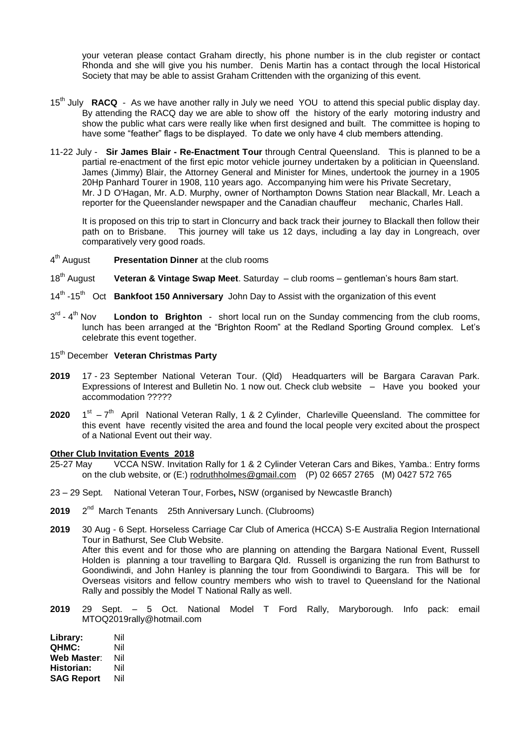your veteran please contact Graham directly, his phone number is in the club register or contact Rhonda and she will give you his number. Denis Martin has a contact through the local Historical Society that may be able to assist Graham Crittenden with the organizing of this event.

15th July **RACQ** - As we have another rally in July we need YOU to attend this special public display day. By attending the RACQ day we are able to show off the history of the early motoring industry and show the public what cars were really like when first designed and built. The committee is hoping to have some "feather" flags to be displayed. To date we only have 4 club members attending.

11-22 July - **Sir James Blair - Re-Enactment Tour** through Central Queensland. This is planned to be a partial re-enactment of the first epic motor vehicle journey undertaken by a politician in Queensland. James (Jimmy) Blair, the Attorney General and Minister for Mines, undertook the journey in a 1905 20Hp Panhard Tourer in 1908, 110 years ago. Accompanying him were his Private Secretary, Mr. J D O'Hagan, Mr. A.D. Murphy, owner of Northampton Downs Station near Blackall, Mr. Leach a reporter for the Queenslander newspaper and the Canadian chauffeur mechanic, Charles Hall.

It is proposed on this trip to start in Cloncurry and back track their journey to Blackall then follow their path on to Brisbane. This journey will take us 12 days, including a lay day in Longreach, over comparatively very good roads.

4th August **Presentation Dinner** at the club rooms

18th August **Veteran & Vintage Swap Meet**. Saturday – club rooms – gentleman's hours 8am start.

14th -15th Oct **Bankfoot 150 Anniversary** John Day to Assist with the organization of this event

3rd - 4th Nov **London to Brighton** - short local run on the Sunday commencing from the club rooms, lunch has been arranged at the "Brighton Room" at the Redland Sporting Ground complex. Let's celebrate this event together.

15th December **Veteran Christmas Party**

**2019** 17 - 23 September National Veteran Tour. (Qld) Headquarters will be Bargara Caravan Park. Expressions of Interest and Bulletin No. 1 now out. Check club website – Have you booked your accommodation ?????

**2020** 1st – 7th April National Veteran Rally, 1 & 2 Cylinder, Charleville Queensland. The committee for this event have recently visited the area and found the local people very excited about the prospect of a National Event out their way.

**Other Club Invitation Events 2018**

25-27 May VCCA NSW. Invitation Rally for 1 & 2 Cylinder Veteran Cars and Bikes, Yamba.: Entry forms on the club website, or (E:) rodruthholmes@gmail.com (P) 02 6657 2765 (M) 0427 572 765

23 – 29 Sept. National Veteran Tour, Forbes**,** NSW (organised by Newcastle Branch)

**2019** 2nd March Tenants 25th Anniversary Lunch. (Clubrooms)

**2019** 30 Aug - 6 Sept. Horseless Carriage Car Club of America (HCCA) S-E Australia Region International Tour in Bathurst, See Club Website.
After this event and for those who are planning on attending the Bargara National Event, Russell Holden is planning a tour travelling to Bargara Qld. Russell is organizing the run from Bathurst to Goondiwindi, and John Hanley is planning the tour from Goondiwindi to Bargara. This will be for Overseas visitors and fellow country members who wish to travel to Queensland for the National Rally and possibly the Model T National Rally as well.

**2019** 29 Sept. – 5 Oct. National Model T Ford Rally, Maryborough. Info pack: email MTOQ2019rally@hotmail.com

**Library:** Nil
**QHMC:** Nil
**Web Master**: Nil
**Historian:** Nil
**SAG Report** Nil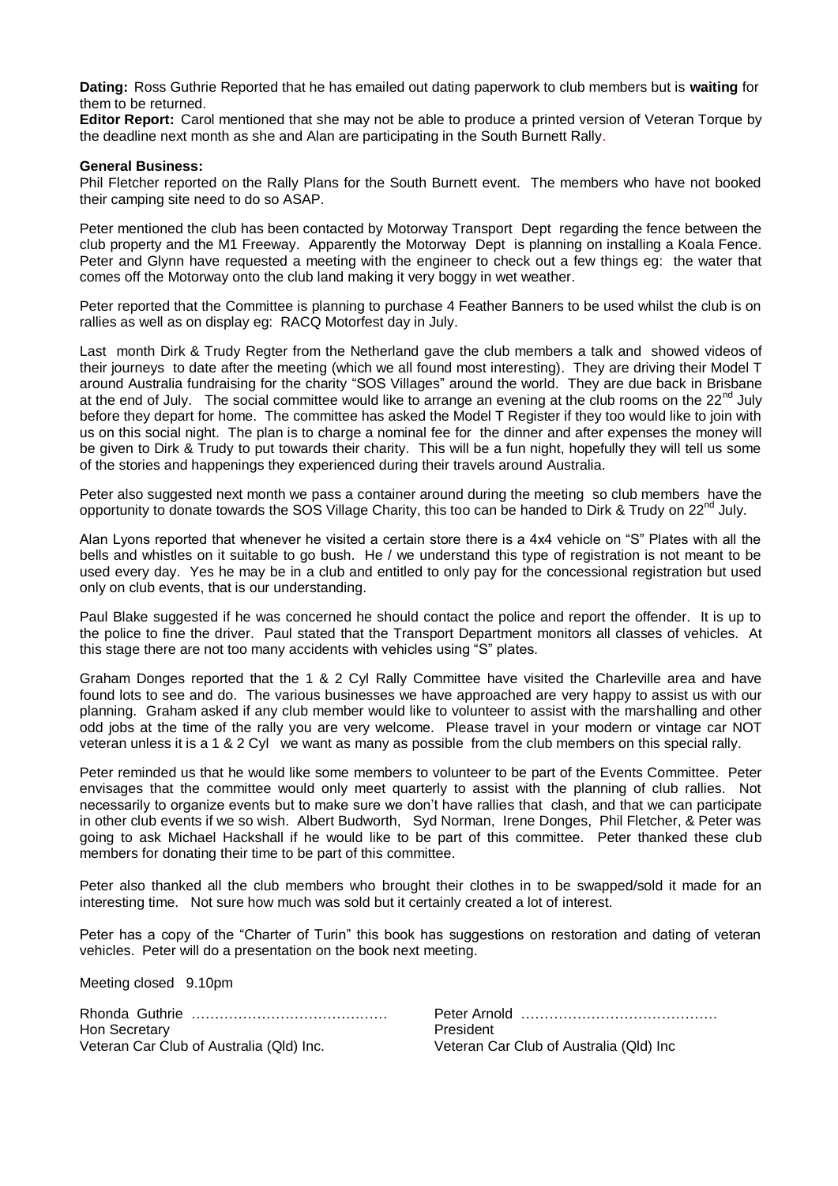**Dating:** Ross Guthrie Reported that he has emailed out dating paperwork to club members but is **waiting** for them to be returned.

**Editor Report:** Carol mentioned that she may not be able to produce a printed version of Veteran Torque by the deadline next month as she and Alan are participating in the South Burnett Rally.

**General Business:**

Phil Fletcher reported on the Rally Plans for the South Burnett event. The members who have not booked their camping site need to do so ASAP.

Peter mentioned the club has been contacted by Motorway Transport Dept regarding the fence between the club property and the M1 Freeway. Apparently the Motorway Dept is planning on installing a Koala Fence. Peter and Glynn have requested a meeting with the engineer to check out a few things eg: the water that comes off the Motorway onto the club land making it very boggy in wet weather.

Peter reported that the Committee is planning to purchase 4 Feather Banners to be used whilst the club is on rallies as well as on display eg: RACQ Motorfest day in July.

Last month Dirk & Trudy Regter from the Netherland gave the club members a talk and showed videos of their journeys to date after the meeting (which we all found most interesting). They are driving their Model T around Australia fundraising for the charity "SOS Villages" around the world. They are due back in Brisbane at the end of July. The social committee would like to arrange an evening at the club rooms on the 22nd July before they depart for home. The committee has asked the Model T Register if they too would like to join with us on this social night. The plan is to charge a nominal fee for the dinner and after expenses the money will be given to Dirk & Trudy to put towards their charity. This will be a fun night, hopefully they will tell us some of the stories and happenings they experienced during their travels around Australia.

Peter also suggested next month we pass a container around during the meeting so club members have the opportunity to donate towards the SOS Village Charity, this too can be handed to Dirk & Trudy on 22nd July.

Alan Lyons reported that whenever he visited a certain store there is a 4x4 vehicle on "S" Plates with all the bells and whistles on it suitable to go bush. He / we understand this type of registration is not meant to be used every day. Yes he may be in a club and entitled to only pay for the concessional registration but used only on club events, that is our understanding.

Paul Blake suggested if he was concerned he should contact the police and report the offender. It is up to the police to fine the driver. Paul stated that the Transport Department monitors all classes of vehicles. At this stage there are not too many accidents with vehicles using "S" plates.

Graham Donges reported that the 1 & 2 Cyl Rally Committee have visited the Charleville area and have found lots to see and do. The various businesses we have approached are very happy to assist us with our planning. Graham asked if any club member would like to volunteer to assist with the marshalling and other odd jobs at the time of the rally you are very welcome. Please travel in your modern or vintage car NOT veteran unless it is a 1 & 2 Cyl we want as many as possible from the club members on this special rally.

Peter reminded us that he would like some members to volunteer to be part of the Events Committee. Peter envisages that the committee would only meet quarterly to assist with the planning of club rallies. Not necessarily to organize events but to make sure we don't have rallies that clash, and that we can participate in other club events if we so wish. Albert Budworth, Syd Norman, Irene Donges, Phil Fletcher, & Peter was going to ask Michael Hackshall if he would like to be part of this committee. Peter thanked these club members for donating their time to be part of this committee.

Peter also thanked all the club members who brought their clothes in to be swapped/sold it made for an interesting time. Not sure how much was sold but it certainly created a lot of interest.

Peter has a copy of the "Charter of Turin" this book has suggestions on restoration and dating of veteran vehicles. Peter will do a presentation on the book next meeting.

Meeting closed 9.10pm

Rhonda Guthrie ……………………………………
Hon Secretary
Veteran Car Club of Australia (Qld) Inc.

Peter Arnold ……………………………………
President
Veteran Car Club of Australia (Qld) Inc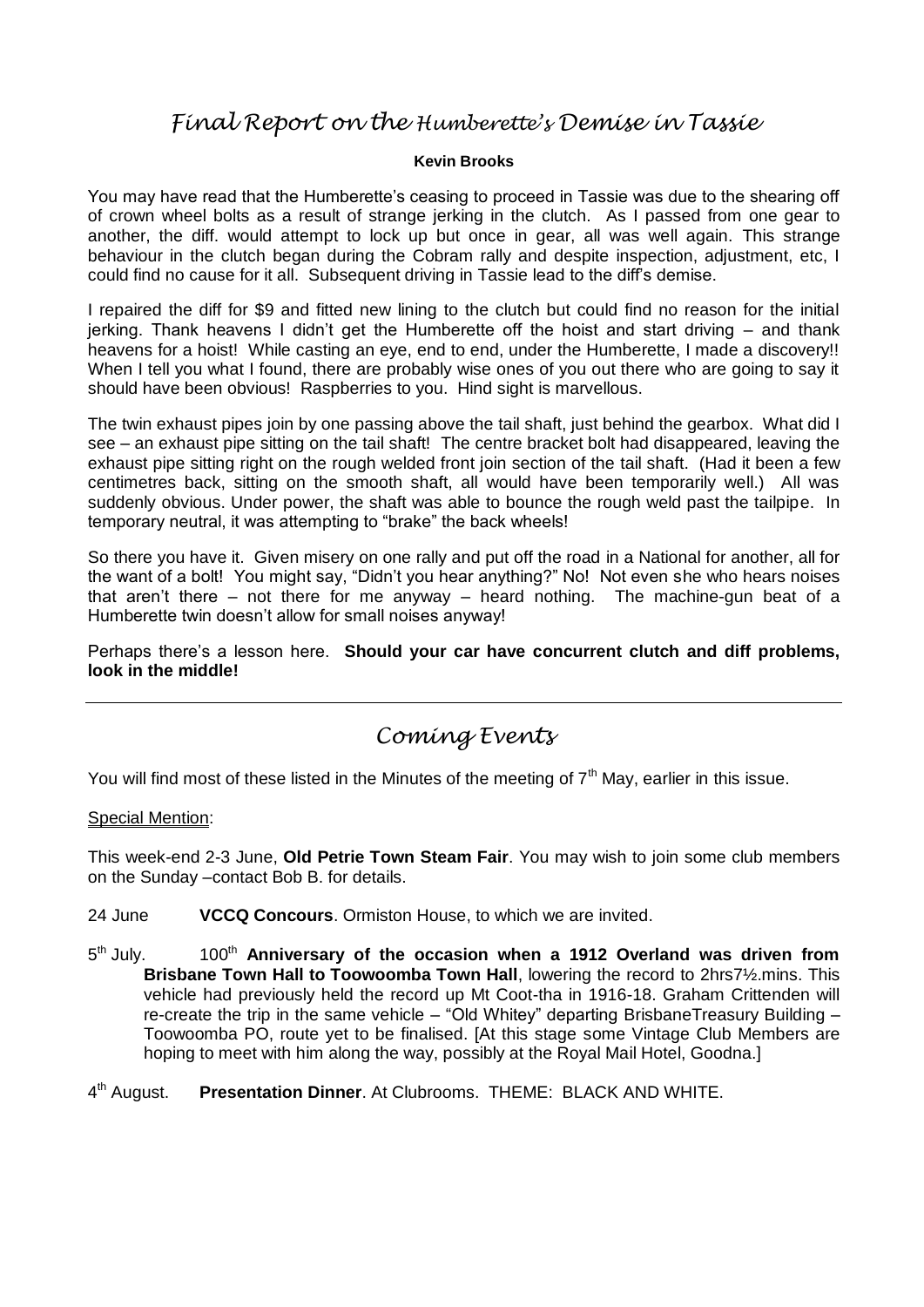# *Final Report on the Humberette's Demise in Tassie*

**Kevin Brooks**

You may have read that the Humberette's ceasing to proceed in Tassie was due to the shearing off of crown wheel bolts as a result of strange jerking in the clutch. As I passed from one gear to another, the diff. would attempt to lock up but once in gear, all was well again. This strange behaviour in the clutch began during the Cobram rally and despite inspection, adjustment, etc, I could find no cause for it all. Subsequent driving in Tassie lead to the diff's demise.

I repaired the diff for $9 and fitted new lining to the clutch but could find no reason for the initial jerking. Thank heavens I didn't get the Humberette off the hoist and start driving – and thank heavens for a hoist! While casting an eye, end to end, under the Humberette, I made a discovery!! When I tell you what I found, there are probably wise ones of you out there who are going to say it should have been obvious! Raspberries to you. Hind sight is marvellous.

The twin exhaust pipes join by one passing above the tail shaft, just behind the gearbox. What did I see – an exhaust pipe sitting on the tail shaft! The centre bracket bolt had disappeared, leaving the exhaust pipe sitting right on the rough welded front join section of the tail shaft. (Had it been a few centimetres back, sitting on the smooth shaft, all would have been temporarily well.) All was suddenly obvious. Under power, the shaft was able to bounce the rough weld past the tailpipe. In temporary neutral, it was attempting to "brake" the back wheels!

So there you have it. Given misery on one rally and put off the road in a National for another, all for the want of a bolt! You might say, "Didn't you hear anything?" No! Not even she who hears noises that aren't there – not there for me anyway – heard nothing. The machine-gun beat of a Humberette twin doesn't allow for small noises anyway!

Perhaps there's a lesson here. **Should your car have concurrent clutch and diff problems, look in the middle!**

---

# *Coming Events*

You will find most of these listed in the Minutes of the meeting of 7th May, earlier in this issue.

Special Mention:

This week-end 2-3 June, **Old Petrie Town Steam Fair**. You may wish to join some club members on the Sunday –contact Bob B. for details.

24 June **VCCQ Concours**. Ormiston House, to which we are invited.

5th July. 100th **Anniversary of the occasion when a 1912 Overland was driven from Brisbane Town Hall to Toowoomba Town Hall**, lowering the record to 2hrs7½.mins. This vehicle had previously held the record up Mt Coot-tha in 1916-18. Graham Crittenden will re-create the trip in the same vehicle – "Old Whitey" departing BrisbaneTreasury Building – Toowoomba PO, route yet to be finalised. [At this stage some Vintage Club Members are hoping to meet with him along the way, possibly at the Royal Mail Hotel, Goodna.]

4th August. **Presentation Dinner**. At Clubrooms. THEME: BLACK AND WHITE.